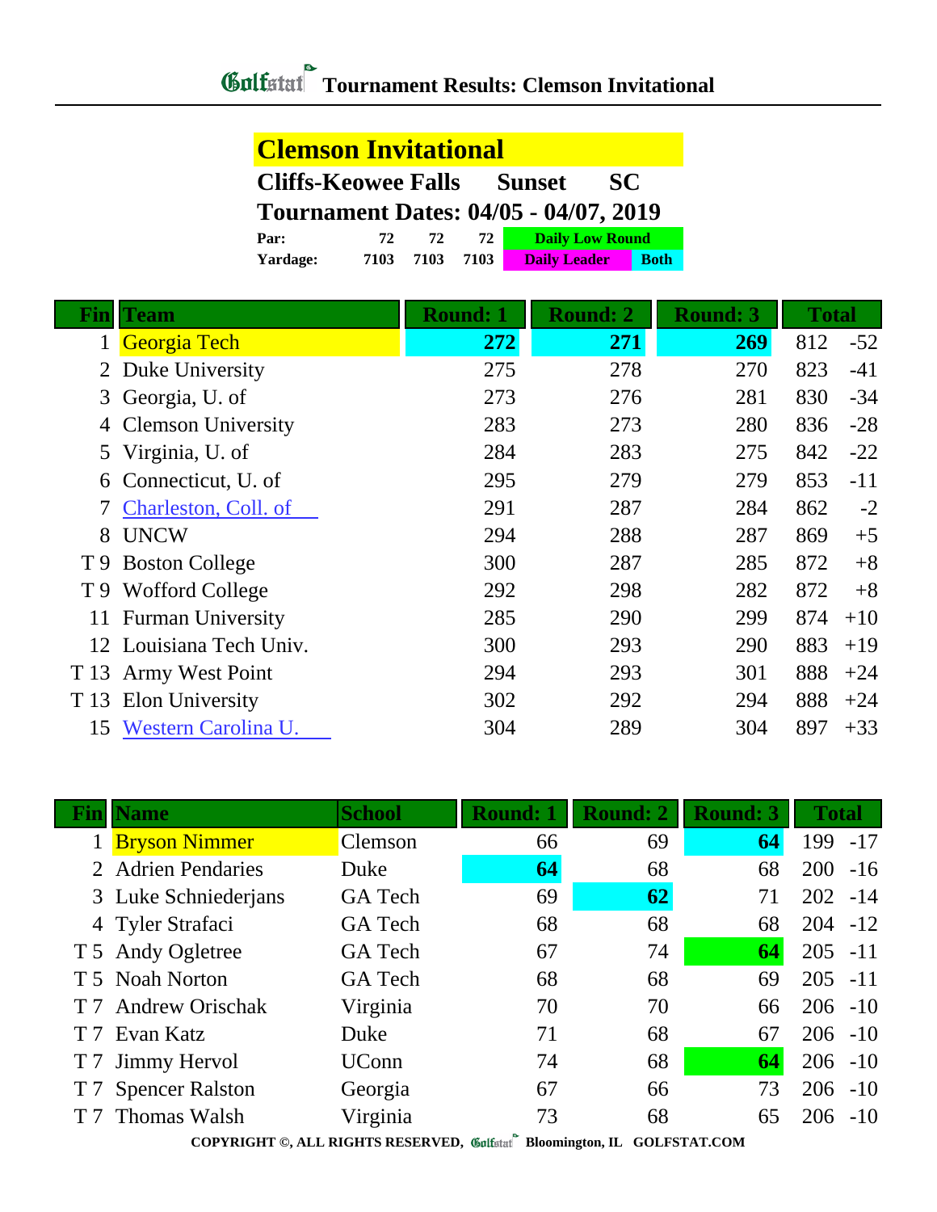# Golfstat Tournament Results: Clemson Invitational

## Clemson Invitational

**Cliffs-Keowee Falls Sunset SC**

**Tournament Dates: 04/05 - 04/07, 2019**

| | | | | |
|---|---|---|---|---|
| **Par:** | 72 | 72 | 72 | Daily Low Round |
| **Yardage:** | 7103 | 7103 | 7103 | Daily Leader / Both |

| Fin | Team | Round: 1 | Round: 2 | Round: 3 | Total | |
|---|---|---|---|---|---|---|
| 1 | Georgia Tech | **272** | **271** | **269** | 812 | -52 |
| 2 | Duke University | 275 | 278 | 270 | 823 | -41 |
| 3 | Georgia, U. of | 273 | 276 | 281 | 830 | -34 |
| 4 | Clemson University | 283 | 273 | 280 | 836 | -28 |
| 5 | Virginia, U. of | 284 | 283 | 275 | 842 | -22 |
| 6 | Connecticut, U. of | 295 | 279 | 279 | 853 | -11 |
| 7 | Charleston, Coll. of | 291 | 287 | 284 | 862 | -2 |
| 8 | UNCW | 294 | 288 | 287 | 869 | +5 |
| T 9 | Boston College | 300 | 287 | 285 | 872 | +8 |
| T 9 | Wofford College | 292 | 298 | 282 | 872 | +8 |
| 11 | Furman University | 285 | 290 | 299 | 874 | +10 |
| 12 | Louisiana Tech Univ. | 300 | 293 | 290 | 883 | +19 |
| T 13 | Army West Point | 294 | 293 | 301 | 888 | +24 |
| T 13 | Elon University | 302 | 292 | 294 | 888 | +24 |
| 15 | Western Carolina U. | 304 | 289 | 304 | 897 | +33 |

| Fin | Name | School | Round: 1 | Round: 2 | Round: 3 | Total | |
|---|---|---|---|---|---|---|---|
| 1 | Bryson Nimmer | Clemson | 66 | 69 | **64** | 199 | -17 |
| 2 | Adrien Pendaries | Duke | **64** | 68 | 68 | 200 | -16 |
| 3 | Luke Schniederjans | GA Tech | 69 | **62** | 71 | 202 | -14 |
| 4 | Tyler Strafaci | GA Tech | 68 | 68 | 68 | 204 | -12 |
| T 5 | Andy Ogletree | GA Tech | 67 | 74 | **64** | 205 | -11 |
| T 5 | Noah Norton | GA Tech | 68 | 68 | 69 | 205 | -11 |
| T 7 | Andrew Orischak | Virginia | 70 | 70 | 66 | 206 | -10 |
| T 7 | Evan Katz | Duke | 71 | 68 | 67 | 206 | -10 |
| T 7 | Jimmy Hervol | UConn | 74 | 68 | **64** | 206 | -10 |
| T 7 | Spencer Ralston | Georgia | 67 | 66 | 73 | 206 | -10 |
| T 7 | Thomas Walsh | Virginia | 73 | 68 | 65 | 206 | -10 |

COPYRIGHT ©, ALL RIGHTS RESERVED, Golfstat Bloomington, IL GOLFSTAT.COM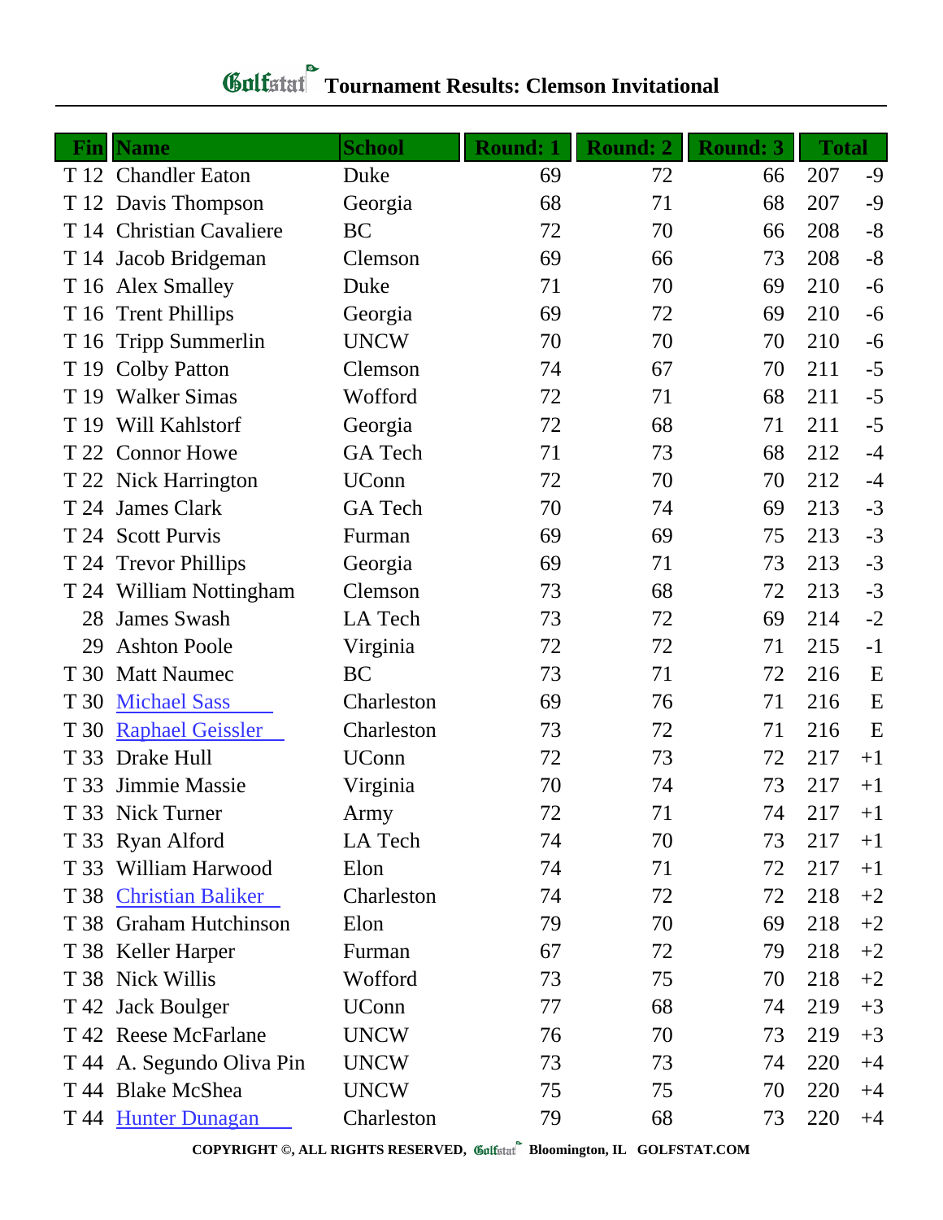# Golfstat Tournament Results: Clemson Invitational

| Fin | Name | School | Round: 1 | Round: 2 | Round: 3 | Total | |
|---|---|---|---|---|---|---|---|
| T 12 | Chandler Eaton | Duke | 69 | 72 | 66 | 207 | -9 |
| T 12 | Davis Thompson | Georgia | 68 | 71 | 68 | 207 | -9 |
| T 14 | Christian Cavaliere | BC | 72 | 70 | 66 | 208 | -8 |
| T 14 | Jacob Bridgeman | Clemson | 69 | 66 | 73 | 208 | -8 |
| T 16 | Alex Smalley | Duke | 71 | 70 | 69 | 210 | -6 |
| T 16 | Trent Phillips | Georgia | 69 | 72 | 69 | 210 | -6 |
| T 16 | Tripp Summerlin | UNCW | 70 | 70 | 70 | 210 | -6 |
| T 19 | Colby Patton | Clemson | 74 | 67 | 70 | 211 | -5 |
| T 19 | Walker Simas | Wofford | 72 | 71 | 68 | 211 | -5 |
| T 19 | Will Kahlstorf | Georgia | 72 | 68 | 71 | 211 | -5 |
| T 22 | Connor Howe | GA Tech | 71 | 73 | 68 | 212 | -4 |
| T 22 | Nick Harrington | UConn | 72 | 70 | 70 | 212 | -4 |
| T 24 | James Clark | GA Tech | 70 | 74 | 69 | 213 | -3 |
| T 24 | Scott Purvis | Furman | 69 | 69 | 75 | 213 | -3 |
| T 24 | Trevor Phillips | Georgia | 69 | 71 | 73 | 213 | -3 |
| T 24 | William Nottingham | Clemson | 73 | 68 | 72 | 213 | -3 |
| 28 | James Swash | LA Tech | 73 | 72 | 69 | 214 | -2 |
| 29 | Ashton Poole | Virginia | 72 | 72 | 71 | 215 | -1 |
| T 30 | Matt Naumec | BC | 73 | 71 | 72 | 216 | E |
| T 30 | Michael Sass | Charleston | 69 | 76 | 71 | 216 | E |
| T 30 | Raphael Geissler | Charleston | 73 | 72 | 71 | 216 | E |
| T 33 | Drake Hull | UConn | 72 | 73 | 72 | 217 | +1 |
| T 33 | Jimmie Massie | Virginia | 70 | 74 | 73 | 217 | +1 |
| T 33 | Nick Turner | Army | 72 | 71 | 74 | 217 | +1 |
| T 33 | Ryan Alford | LA Tech | 74 | 70 | 73 | 217 | +1 |
| T 33 | William Harwood | Elon | 74 | 71 | 72 | 217 | +1 |
| T 38 | Christian Baliker | Charleston | 74 | 72 | 72 | 218 | +2 |
| T 38 | Graham Hutchinson | Elon | 79 | 70 | 69 | 218 | +2 |
| T 38 | Keller Harper | Furman | 67 | 72 | 79 | 218 | +2 |
| T 38 | Nick Willis | Wofford | 73 | 75 | 70 | 218 | +2 |
| T 42 | Jack Boulger | UConn | 77 | 68 | 74 | 219 | +3 |
| T 42 | Reese McFarlane | UNCW | 76 | 70 | 73 | 219 | +3 |
| T 44 | A. Segundo Oliva Pin | UNCW | 73 | 73 | 74 | 220 | +4 |
| T 44 | Blake McShea | UNCW | 75 | 75 | 70 | 220 | +4 |
| T 44 | Hunter Dunagan | Charleston | 79 | 68 | 73 | 220 | +4 |

**COPYRIGHT ©, ALL RIGHTS RESERVED, Golfstat Bloomington, IL GOLFSTAT.COM**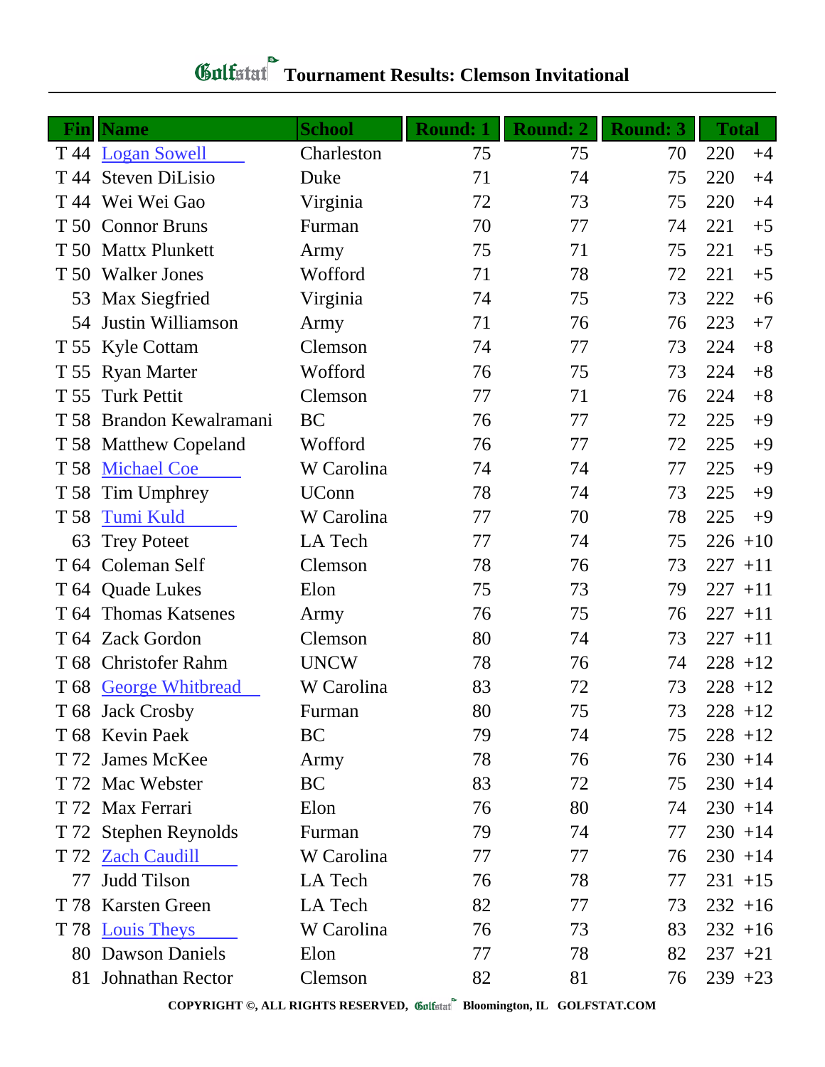# Golfstat Tournament Results: Clemson Invitational

| Fin | Name | School | Round: 1 | Round: 2 | Round: 3 | Total | |
|---|---|---|---|---|---|---|---|
| T 44 | Logan Sowell | Charleston | 75 | 75 | 70 | 220 | +4 |
| T 44 | Steven DiLisio | Duke | 71 | 74 | 75 | 220 | +4 |
| T 44 | Wei Wei Gao | Virginia | 72 | 73 | 75 | 220 | +4 |
| T 50 | Connor Bruns | Furman | 70 | 77 | 74 | 221 | +5 |
| T 50 | Mattx Plunkett | Army | 75 | 71 | 75 | 221 | +5 |
| T 50 | Walker Jones | Wofford | 71 | 78 | 72 | 221 | +5 |
| 53 | Max Siegfried | Virginia | 74 | 75 | 73 | 222 | +6 |
| 54 | Justin Williamson | Army | 71 | 76 | 76 | 223 | +7 |
| T 55 | Kyle Cottam | Clemson | 74 | 77 | 73 | 224 | +8 |
| T 55 | Ryan Marter | Wofford | 76 | 75 | 73 | 224 | +8 |
| T 55 | Turk Pettit | Clemson | 77 | 71 | 76 | 224 | +8 |
| T 58 | Brandon Kewalramani | BC | 76 | 77 | 72 | 225 | +9 |
| T 58 | Matthew Copeland | Wofford | 76 | 77 | 72 | 225 | +9 |
| T 58 | Michael Coe | W Carolina | 74 | 74 | 77 | 225 | +9 |
| T 58 | Tim Umphrey | UConn | 78 | 74 | 73 | 225 | +9 |
| T 58 | Tumi Kuld | W Carolina | 77 | 70 | 78 | 225 | +9 |
| 63 | Trey Poteet | LA Tech | 77 | 74 | 75 | 226 | +10 |
| T 64 | Coleman Self | Clemson | 78 | 76 | 73 | 227 | +11 |
| T 64 | Quade Lukes | Elon | 75 | 73 | 79 | 227 | +11 |
| T 64 | Thomas Katsenes | Army | 76 | 75 | 76 | 227 | +11 |
| T 64 | Zack Gordon | Clemson | 80 | 74 | 73 | 227 | +11 |
| T 68 | Christofer Rahm | UNCW | 78 | 76 | 74 | 228 | +12 |
| T 68 | George Whitbread | W Carolina | 83 | 72 | 73 | 228 | +12 |
| T 68 | Jack Crosby | Furman | 80 | 75 | 73 | 228 | +12 |
| T 68 | Kevin Paek | BC | 79 | 74 | 75 | 228 | +12 |
| T 72 | James McKee | Army | 78 | 76 | 76 | 230 | +14 |
| T 72 | Mac Webster | BC | 83 | 72 | 75 | 230 | +14 |
| T 72 | Max Ferrari | Elon | 76 | 80 | 74 | 230 | +14 |
| T 72 | Stephen Reynolds | Furman | 79 | 74 | 77 | 230 | +14 |
| T 72 | Zach Caudill | W Carolina | 77 | 77 | 76 | 230 | +14 |
| 77 | Judd Tilson | LA Tech | 76 | 78 | 77 | 231 | +15 |
| T 78 | Karsten Green | LA Tech | 82 | 77 | 73 | 232 | +16 |
| T 78 | Louis Theys | W Carolina | 76 | 73 | 83 | 232 | +16 |
| 80 | Dawson Daniels | Elon | 77 | 78 | 82 | 237 | +21 |
| 81 | Johnathan Rector | Clemson | 82 | 81 | 76 | 239 | +23 |

COPYRIGHT ©, ALL RIGHTS RESERVED, Golfstat Bloomington, IL GOLFSTAT.COM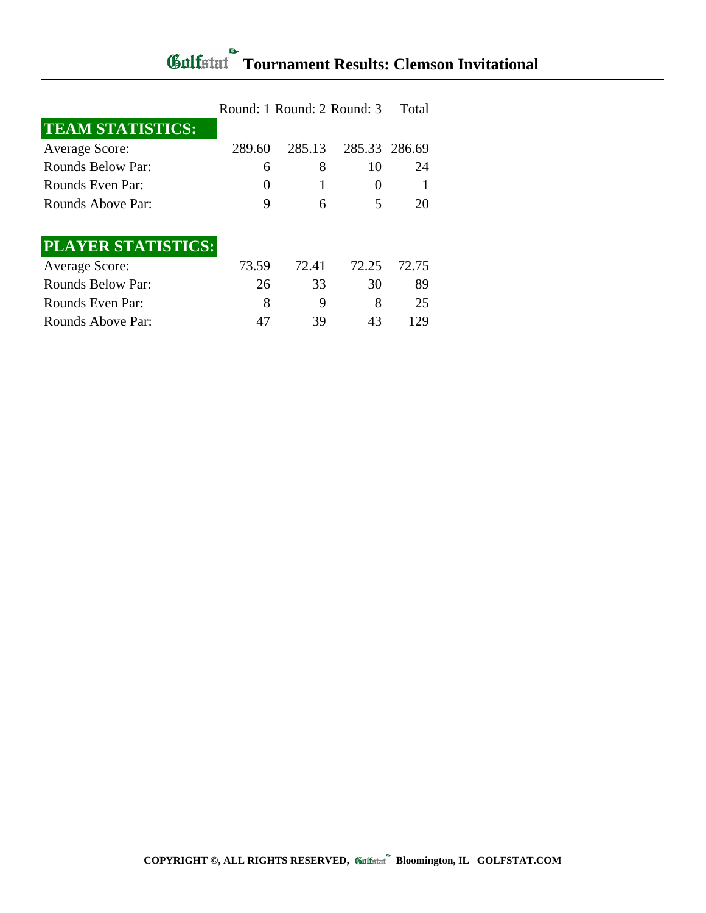# Golfstat Tournament Results: Clemson Invitational

| | Round: 1 | Round: 2 | Round: 3 | Total |
|---|---|---|---|---|
| **TEAM STATISTICS:** | | | | |
| Average Score: | 289.60 | 285.13 | 285.33 | 286.69 |
| Rounds Below Par: | 6 | 8 | 10 | 24 |
| Rounds Even Par: | 0 | 1 | 0 | 1 |
| Rounds Above Par: | 9 | 6 | 5 | 20 |
| **PLAYER STATISTICS:** | | | | |
| Average Score: | 73.59 | 72.41 | 72.25 | 72.75 |
| Rounds Below Par: | 26 | 33 | 30 | 89 |
| Rounds Even Par: | 8 | 9 | 8 | 25 |
| Rounds Above Par: | 47 | 39 | 43 | 129 |

**COPYRIGHT ©, ALL RIGHTS RESERVED, Golfstat Bloomington, IL GOLFSTAT.COM**